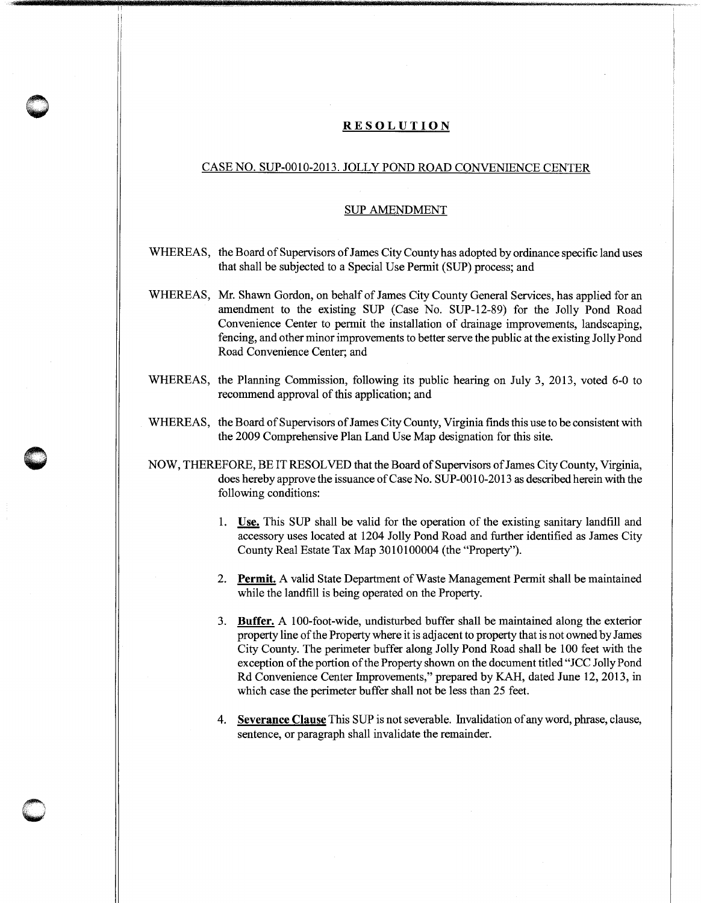# RESOLUTION

## CASE NO. SUP-0010-2013. JOLLY POND ROAD CONVENIENCE CENTER

### SUP AMENDMENT

WHEREAS, the Board of Supervisors of James City County has adopted by ordinance specific land uses that shall be subjected to a Special Use Permit (SUP) process; and

WHEREAS, Mr. Shawn Gordon, on behalf of James City County General Services, has applied for an amendment to the existing SUP (Case No. SUP-12-89) for the Jolly Pond Road Convenience Center to permit the installation of drainage improvements, landscaping, fencing, and other minor improvements to better serve the public at the existing Jolly Pond Road Convenience Center; and

WHEREAS, the Planning Commission, following its public hearing on July 3, 2013, voted 6-0 to recommend approval of this application; and

WHEREAS, the Board of Supervisors of James City County, Virginia finds this use to be consistent with the 2009 Comprehensive Plan Land Use Map designation for this site.

NOW, THEREFORE, BE IT RESOLVED that the Board of Supervisors of James City County, Virginia, does hereby approve the issuance of Case No. SUP-0010-2013 as described herein with the following conditions:

1. **Use.** This SUP shall be valid for the operation of the existing sanitary landfill and accessory uses located at 1204 Jolly Pond Road and further identified as James City County Real Estate Tax Map 3010100004 (the "Property").

2. **Permit.** A valid State Department of Waste Management Permit shall be maintained while the landfill is being operated on the Property.

3. **Buffer.** A 100-foot-wide, undisturbed buffer shall be maintained along the exterior property line of the Property where it is adjacent to property that is not owned by James City County. The perimeter buffer along Jolly Pond Road shall be 100 feet with the exception of the portion of the Property shown on the document titled "JCC Jolly Pond Rd Convenience Center Improvements," prepared by KAH, dated June 12, 2013, in which case the perimeter buffer shall not be less than 25 feet.

4. **Severance Clause** This SUP is not severable. Invalidation of any word, phrase, clause, sentence, or paragraph shall invalidate the remainder.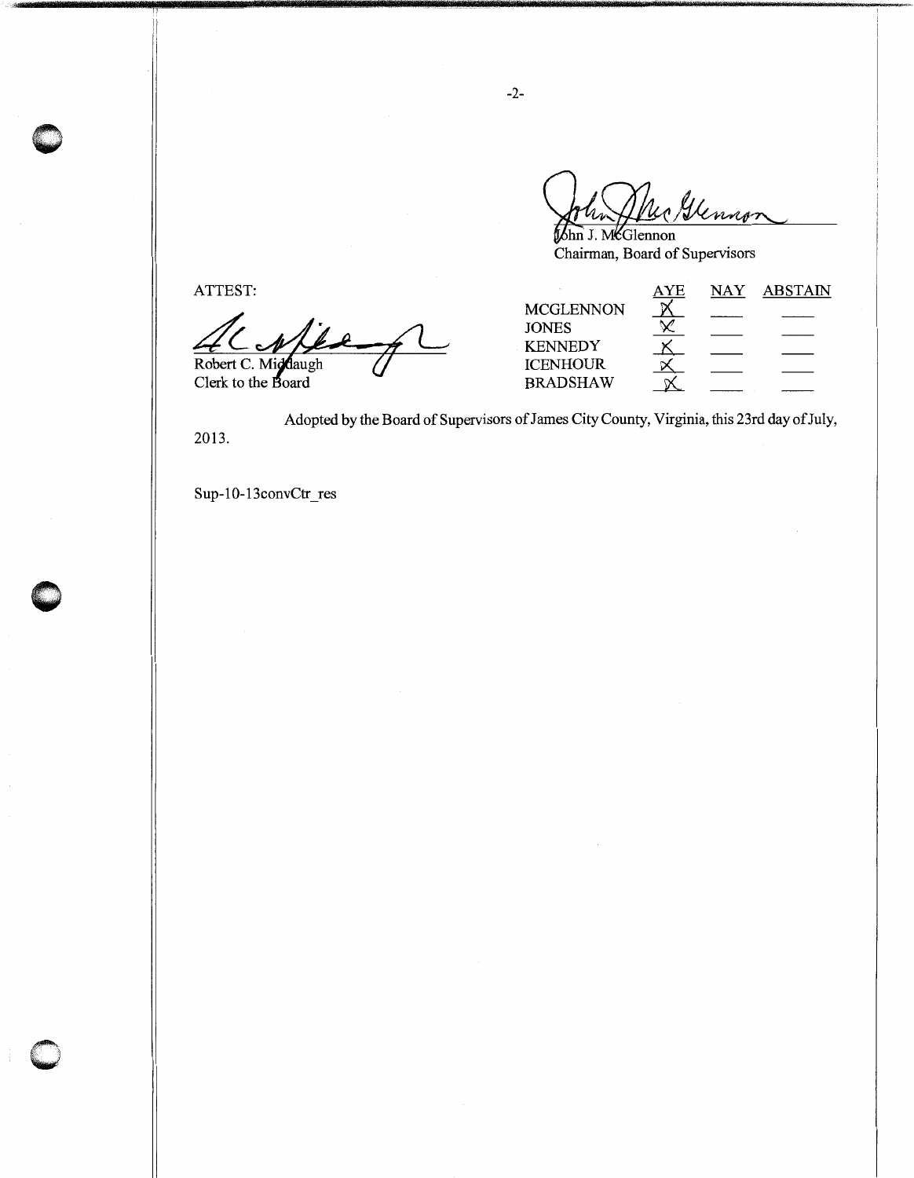John J. McGlennon
Chairman, Board of Supervisors

ATTEST:

Robert C. Middaugh
Clerk to the Board

| | AYE | NAY | ABSTAIN |
|---|---|---|---|
| MCGLENNON | X | | |
| JONES | X | | |
| KENNEDY | X | | |
| ICENHOUR | X | | |
| BRADSHAW | X | | |

Adopted by the Board of Supervisors of James City County, Virginia, this 23rd day of July, 2013.

Sup-10-13convCtr_res